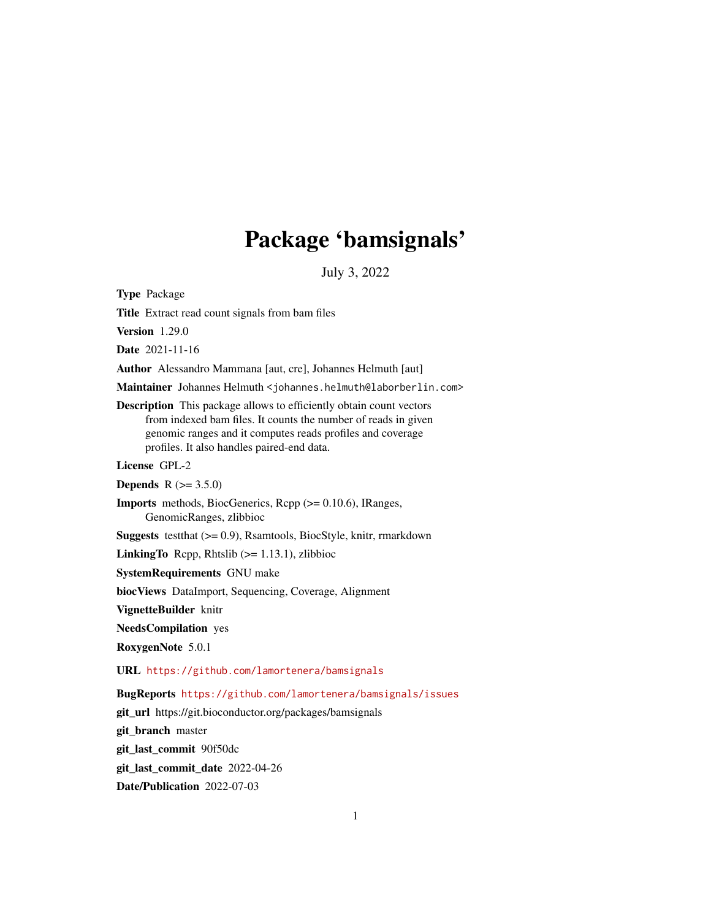# Package 'bamsignals'

July 3, 2022

**Type** Package

**Title** Extract read count signals from bam files

**Version** 1.29.0

**Date** 2021-11-16

**Author** Alessandro Mammana [aut, cre], Johannes Helmuth [aut]

**Maintainer** Johannes Helmuth <johannes.helmuth@laborberlin.com>

**Description** This package allows to efficiently obtain count vectors from indexed bam files. It counts the number of reads in given genomic ranges and it computes reads profiles and coverage profiles. It also handles paired-end data.

**License** GPL-2

**Depends** R (>= 3.5.0)

**Imports** methods, BiocGenerics, Rcpp (>= 0.10.6), IRanges, GenomicRanges, zlibbioc

**Suggests** testthat (>= 0.9), Rsamtools, BiocStyle, knitr, rmarkdown

**LinkingTo** Rcpp, Rhtslib (>= 1.13.1), zlibbioc

**SystemRequirements** GNU make

**biocViews** DataImport, Sequencing, Coverage, Alignment

**VignetteBuilder** knitr

**NeedsCompilation** yes

**RoxygenNote** 5.0.1

**URL** https://github.com/lamortenera/bamsignals

**BugReports** https://github.com/lamortenera/bamsignals/issues

**git_url** https://git.bioconductor.org/packages/bamsignals

**git_branch** master

**git_last_commit** 90f50dc

**git_last_commit_date** 2022-04-26

**Date/Publication** 2022-07-03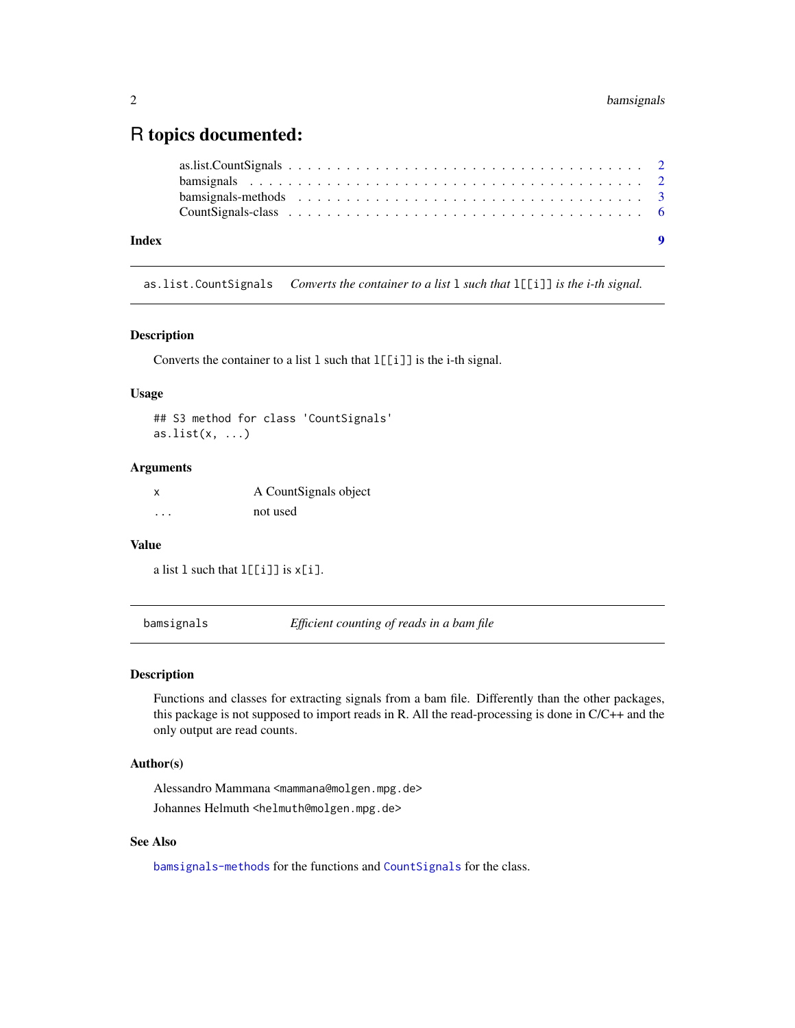# R topics documented:

| | |
|---|---|
| as.list.CountSignals | 2 |
| bamsignals | 2 |
| bamsignals-methods | 3 |
| CountSignals-class | 6 |
| **Index** | **9** |

---

## `as.list.CountSignals` — *Converts the container to a list `l` such that `l[[i]]` is the i-th signal.*

### Description

Converts the container to a list `l` such that `l[[i]]` is the i-th signal.

### Usage

```
## S3 method for class 'CountSignals'
as.list(x, ...)
```

### Arguments

| | |
|---|---|
| `x` | A CountSignals object |
| `...` | not used |

### Value

a list `l` such that `l[[i]]` is `x[i]`.

---

## `bamsignals` — *Efficient counting of reads in a bam file*

### Description

Functions and classes for extracting signals from a bam file. Differently than the other packages, this package is not supposed to import reads in R. All the read-processing is done in C/C++ and the only output are read counts.

### Author(s)

Alessandro Mammana <`mammana@molgen.mpg.de`>

Johannes Helmuth <`helmuth@molgen.mpg.de`>

### See Also

`bamsignals-methods` for the functions and `CountSignals` for the class.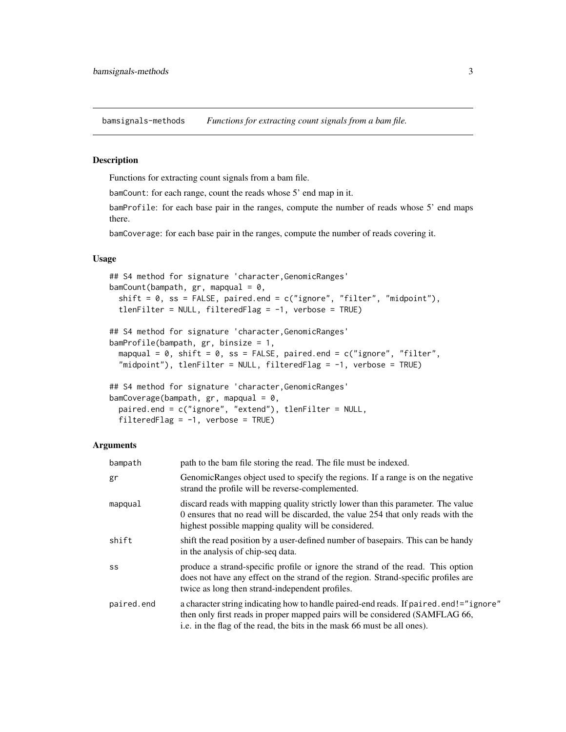bamsignals-methods *Functions for extracting count signals from a bam file.*

## Description

Functions for extracting count signals from a bam file.

bamCount: for each range, count the reads whose 5' end map in it.

bamProfile: for each base pair in the ranges, compute the number of reads whose 5' end maps there.

bamCoverage: for each base pair in the ranges, compute the number of reads covering it.

## Usage

```
## S4 method for signature 'character,GenomicRanges'
bamCount(bampath, gr, mapqual = 0,
  shift = 0, ss = FALSE, paired.end = c("ignore", "filter", "midpoint"),
  tlenFilter = NULL, filteredFlag = -1, verbose = TRUE)

## S4 method for signature 'character,GenomicRanges'
bamProfile(bampath, gr, binsize = 1,
  mapqual = 0, shift = 0, ss = FALSE, paired.end = c("ignore", "filter",
  "midpoint"), tlenFilter = NULL, filteredFlag = -1, verbose = TRUE)

## S4 method for signature 'character,GenomicRanges'
bamCoverage(bampath, gr, mapqual = 0,
  paired.end = c("ignore", "extend"), tlenFilter = NULL,
  filteredFlag = -1, verbose = TRUE)
```

## Arguments

| | |
|---|---|
| bampath | path to the bam file storing the read. The file must be indexed. |
| gr | GenomicRanges object used to specify the regions. If a range is on the negative strand the profile will be reverse-complemented. |
| mapqual | discard reads with mapping quality strictly lower than this parameter. The value 0 ensures that no read will be discarded, the value 254 that only reads with the highest possible mapping quality will be considered. |
| shift | shift the read position by a user-defined number of basepairs. This can be handy in the analysis of chip-seq data. |
| ss | produce a strand-specific profile or ignore the strand of the read. This option does not have any effect on the strand of the region. Strand-specific profiles are twice as long then strand-independent profiles. |
| paired.end | a character string indicating how to handle paired-end reads. If paired.end!="ignore" then only first reads in proper mapped pairs will be considered (SAMFLAG 66, i.e. in the flag of the read, the bits in the mask 66 must be all ones). |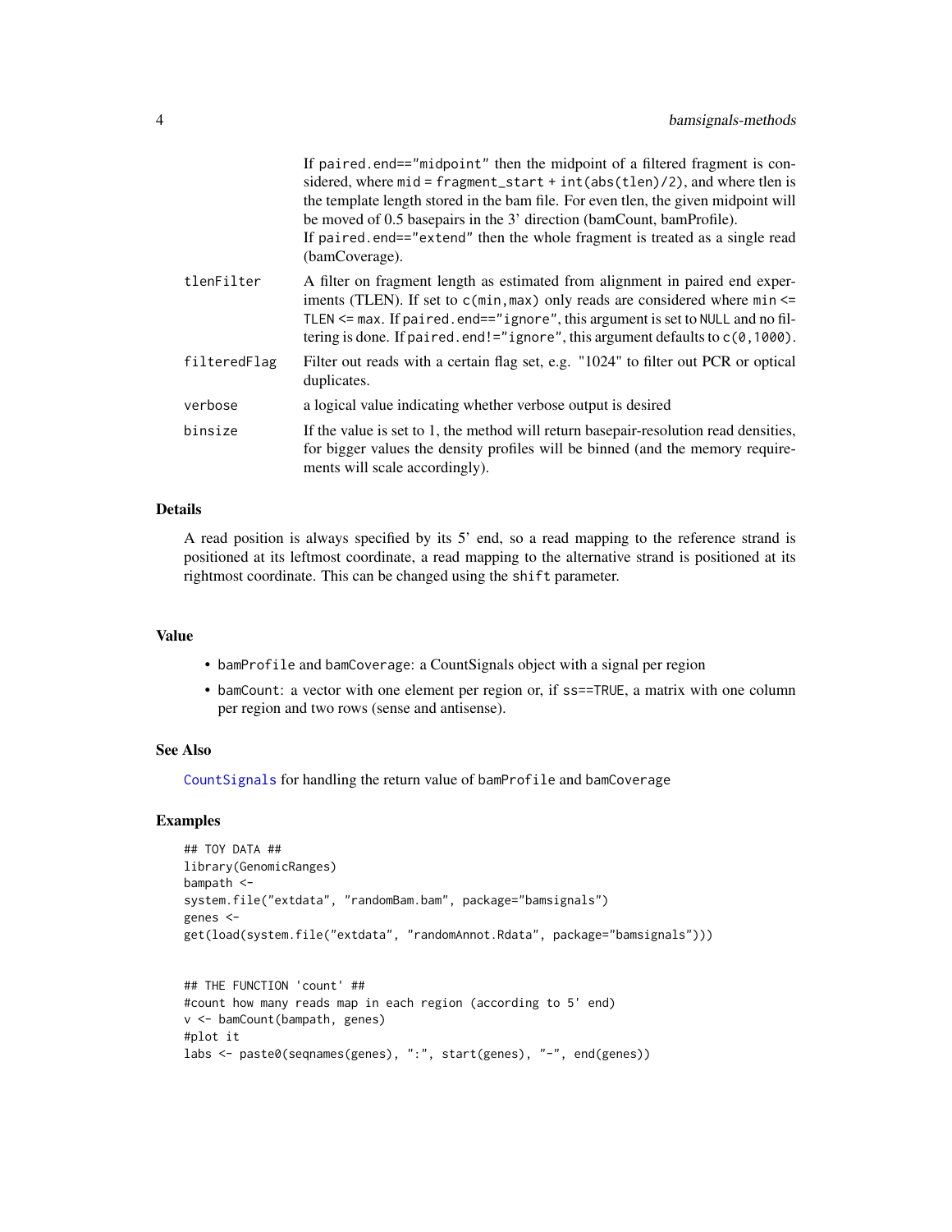| | |
|---|---|
| | If `paired.end=="midpoint"` then the midpoint of a filtered fragment is considered, where `mid = fragment_start + int(abs(tlen)/2)`, and where tlen is the template length stored in the bam file. For even tlen, the given midpoint will be moved of 0.5 basepairs in the 3' direction (bamCount, bamProfile). If `paired.end=="extend"` then the whole fragment is treated as a single read (bamCoverage). |
| tlenFilter | A filter on fragment length as estimated from alignment in paired end experiments (TLEN). If set to `c(min,max)` only reads are considered where `min <= TLEN <= max`. If `paired.end=="ignore"`, this argument is set to `NULL` and no filtering is done. If `paired.end!="ignore"`, this argument defaults to `c(0,1000)`. |
| filteredFlag | Filter out reads with a certain flag set, e.g. "1024" to filter out PCR or optical duplicates. |
| verbose | a logical value indicating whether verbose output is desired |
| binsize | If the value is set to 1, the method will return basepair-resolution read densities, for bigger values the density profiles will be binned (and the memory requirements will scale accordingly). |

## Details

A read position is always specified by its 5' end, so a read mapping to the reference strand is positioned at its leftmost coordinate, a read mapping to the alternative strand is positioned at its rightmost coordinate. This can be changed using the `shift` parameter.

## Value

- `bamProfile` and `bamCoverage`: a CountSignals object with a signal per region
- `bamCount`: a vector with one element per region or, if `ss==TRUE`, a matrix with one column per region and two rows (sense and antisense).

## See Also

`CountSignals` for handling the return value of `bamProfile` and `bamCoverage`

## Examples

```
## TOY DATA ##
library(GenomicRanges)
bampath <-
system.file("extdata", "randomBam.bam", package="bamsignals")
genes <-
get(load(system.file("extdata", "randomAnnot.Rdata", package="bamsignals")))


## THE FUNCTION 'count' ##
#count how many reads map in each region (according to 5' end)
v <- bamCount(bampath, genes)
#plot it
labs <- paste0(seqnames(genes), ":", start(genes), "-", end(genes))
```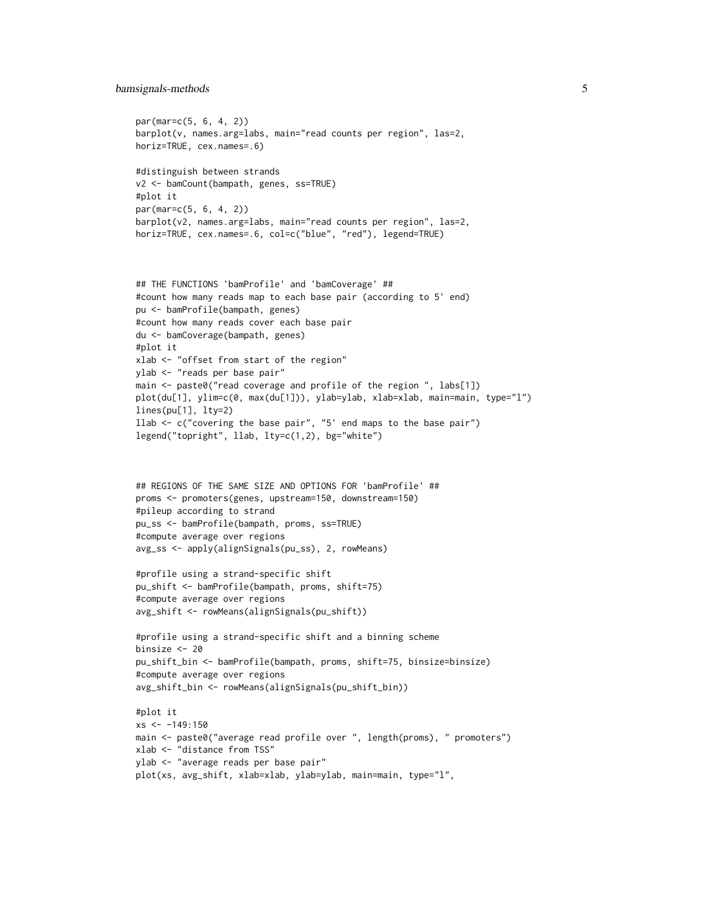```
par(mar=c(5, 6, 4, 2))
barplot(v, names.arg=labs, main="read counts per region", las=2,
horiz=TRUE, cex.names=.6)

#distinguish between strands
v2 <- bamCount(bampath, genes, ss=TRUE)
#plot it
par(mar=c(5, 6, 4, 2))
barplot(v2, names.arg=labs, main="read counts per region", las=2,
horiz=TRUE, cex.names=.6, col=c("blue", "red"), legend=TRUE)



## THE FUNCTIONS 'bamProfile' and 'bamCoverage' ##
#count how many reads map to each base pair (according to 5' end)
pu <- bamProfile(bampath, genes)
#count how many reads cover each base pair
du <- bamCoverage(bampath, genes)
#plot it
xlab <- "offset from start of the region"
ylab <- "reads per base pair"
main <- paste0("read coverage and profile of the region ", labs[1])
plot(du[1], ylim=c(0, max(du[1])), ylab=ylab, xlab=xlab, main=main, type="l")
lines(pu[1], lty=2)
llab <- c("covering the base pair", "5' end maps to the base pair")
legend("topright", llab, lty=c(1,2), bg="white")



## REGIONS OF THE SAME SIZE AND OPTIONS FOR 'bamProfile' ##
proms <- promoters(genes, upstream=150, downstream=150)
#pileup according to strand
pu_ss <- bamProfile(bampath, proms, ss=TRUE)
#compute average over regions
avg_ss <- apply(alignSignals(pu_ss), 2, rowMeans)

#profile using a strand-specific shift
pu_shift <- bamProfile(bampath, proms, shift=75)
#compute average over regions
avg_shift <- rowMeans(alignSignals(pu_shift))

#profile using a strand-specific shift and a binning scheme
binsize <- 20
pu_shift_bin <- bamProfile(bampath, proms, shift=75, binsize=binsize)
#compute average over regions
avg_shift_bin <- rowMeans(alignSignals(pu_shift_bin))

#plot it
xs <- -149:150
main <- paste0("average read profile over ", length(proms), " promoters")
xlab <- "distance from TSS"
ylab <- "average reads per base pair"
plot(xs, avg_shift, xlab=xlab, ylab=ylab, main=main, type="l",
```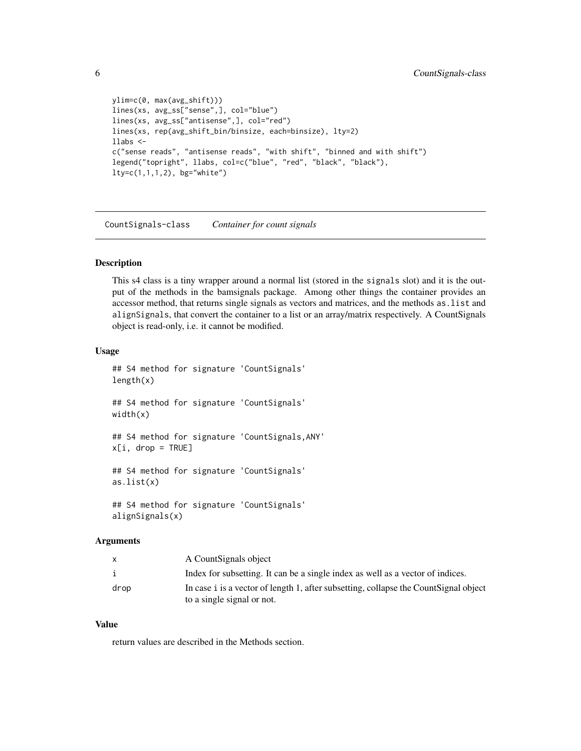```
ylim=c(0, max(avg_shift)))
lines(xs, avg_ss["sense",], col="blue")
lines(xs, avg_ss["antisense",], col="red")
lines(xs, rep(avg_shift_bin/binsize, each=binsize), lty=2)
llabs <-
c("sense reads", "antisense reads", "with shift", "binned and with shift")
legend("topright", llabs, col=c("blue", "red", "black", "black"),
lty=c(1,1,1,2), bg="white")
```

---

## CountSignals-class    *Container for count signals*

---

### Description

This s4 class is a tiny wrapper around a normal list (stored in the `signals` slot) and it is the output of the methods in the bamsignals package. Among other things the container provides an accessor method, that returns single signals as vectors and matrices, and the methods `as.list` and `alignSignals`, that convert the container to a list or an array/matrix respectively. A CountSignals object is read-only, i.e. it cannot be modified.

### Usage

```
## S4 method for signature 'CountSignals'
length(x)

## S4 method for signature 'CountSignals'
width(x)

## S4 method for signature 'CountSignals,ANY'
x[i, drop = TRUE]

## S4 method for signature 'CountSignals'
as.list(x)

## S4 method for signature 'CountSignals'
alignSignals(x)
```

### Arguments

| | |
|---|---|
| x | A CountSignals object |
| i | Index for subsetting. It can be a single index as well as a vector of indices. |
| drop | In case i is a vector of length 1, after subsetting, collapse the CountSignal object to a single signal or not. |

### Value

return values are described in the Methods section.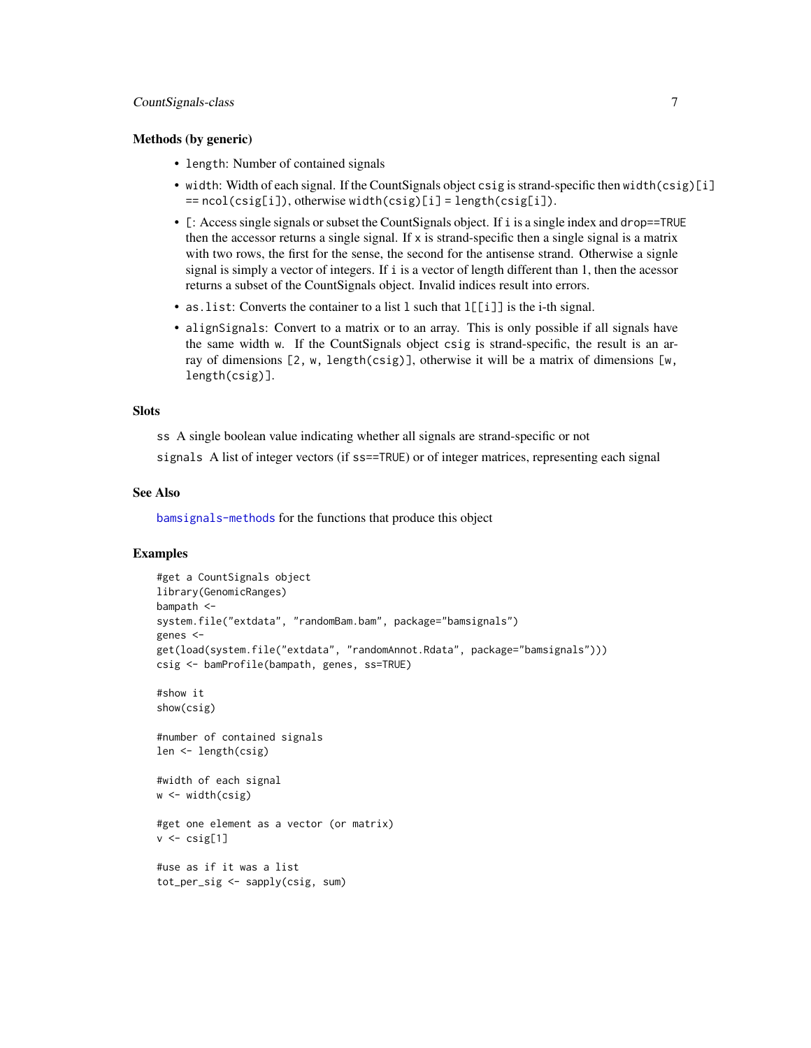### Methods (by generic)

- `length`: Number of contained signals
- `width`: Width of each signal. If the CountSignals object `csig` is strand-specific then `width(csig)[i] == ncol(csig[i])`, otherwise `width(csig)[i] = length(csig[i])`.
- `[`: Access single signals or subset the CountSignals object. If `i` is a single index and `drop==TRUE` then the accessor returns a single signal. If `x` is strand-specific then a single signal is a matrix with two rows, the first for the sense, the second for the antisense strand. Otherwise a signle signal is simply a vector of integers. If `i` is a vector of length different than 1, then the acessor returns a subset of the CountSignals object. Invalid indices result into errors.
- `as.list`: Converts the container to a list `l` such that `l[[i]]` is the i-th signal.
- `alignSignals`: Convert to a matrix or to an array. This is only possible if all signals have the same width `w`. If the CountSignals object `csig` is strand-specific, the result is an array of dimensions `[2, w, length(csig)]`, otherwise it will be a matrix of dimensions `[w, length(csig)]`.

### Slots

`ss` A single boolean value indicating whether all signals are strand-specific or not

`signals` A list of integer vectors (if `ss==TRUE`) or of integer matrices, representing each signal

### See Also

`bamsignals-methods` for the functions that produce this object

### Examples

```
#get a CountSignals object
library(GenomicRanges)
bampath <-
system.file("extdata", "randomBam.bam", package="bamsignals")
genes <-
get(load(system.file("extdata", "randomAnnot.Rdata", package="bamsignals")))
csig <- bamProfile(bampath, genes, ss=TRUE)

#show it
show(csig)

#number of contained signals
len <- length(csig)

#width of each signal
w <- width(csig)

#get one element as a vector (or matrix)
v <- csig[1]

#use as if it was a list
tot_per_sig <- sapply(csig, sum)
```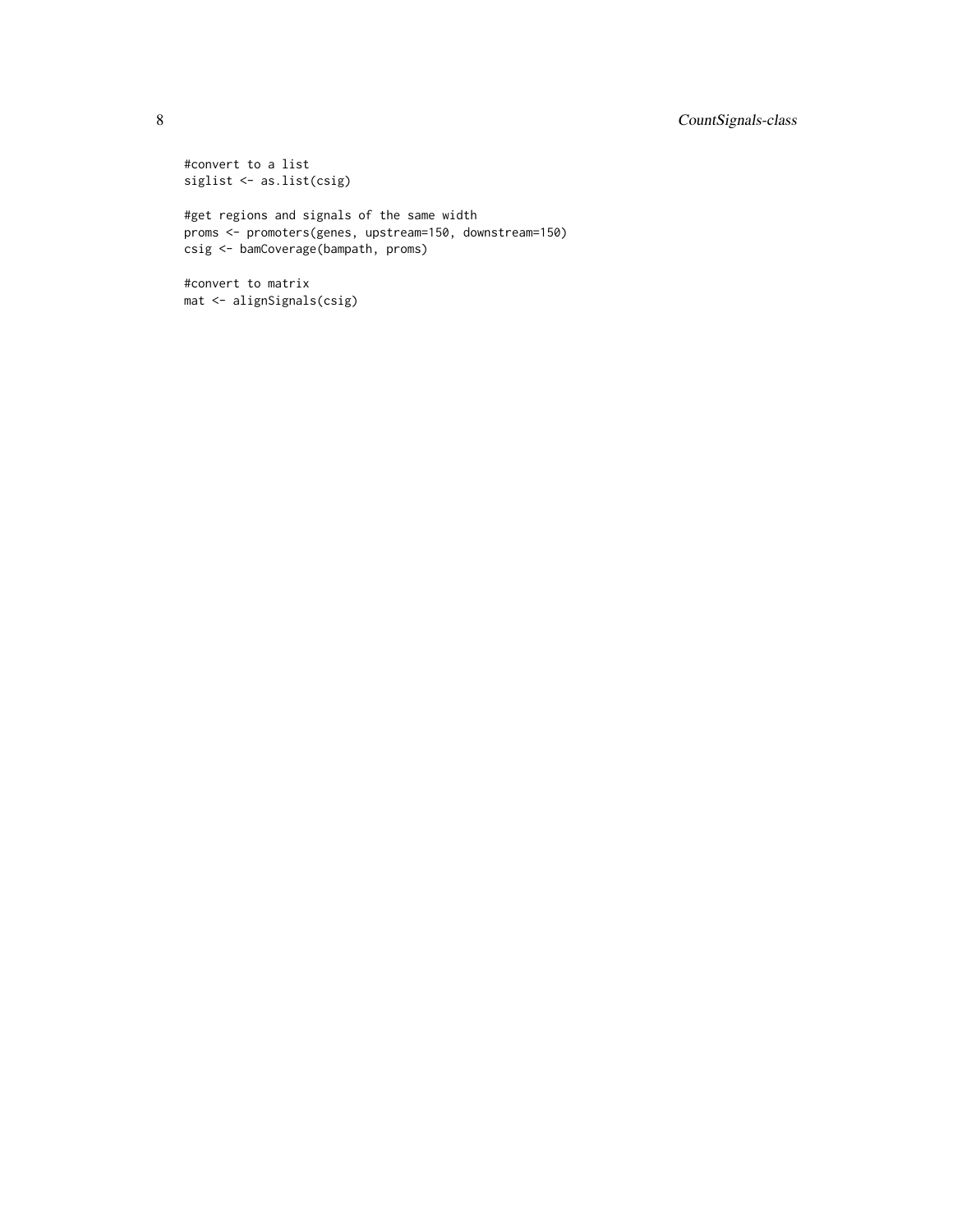```
#convert to a list
siglist <- as.list(csig)

#get regions and signals of the same width
proms <- promoters(genes, upstream=150, downstream=150)
csig <- bamCoverage(bampath, proms)

#convert to matrix
mat <- alignSignals(csig)
```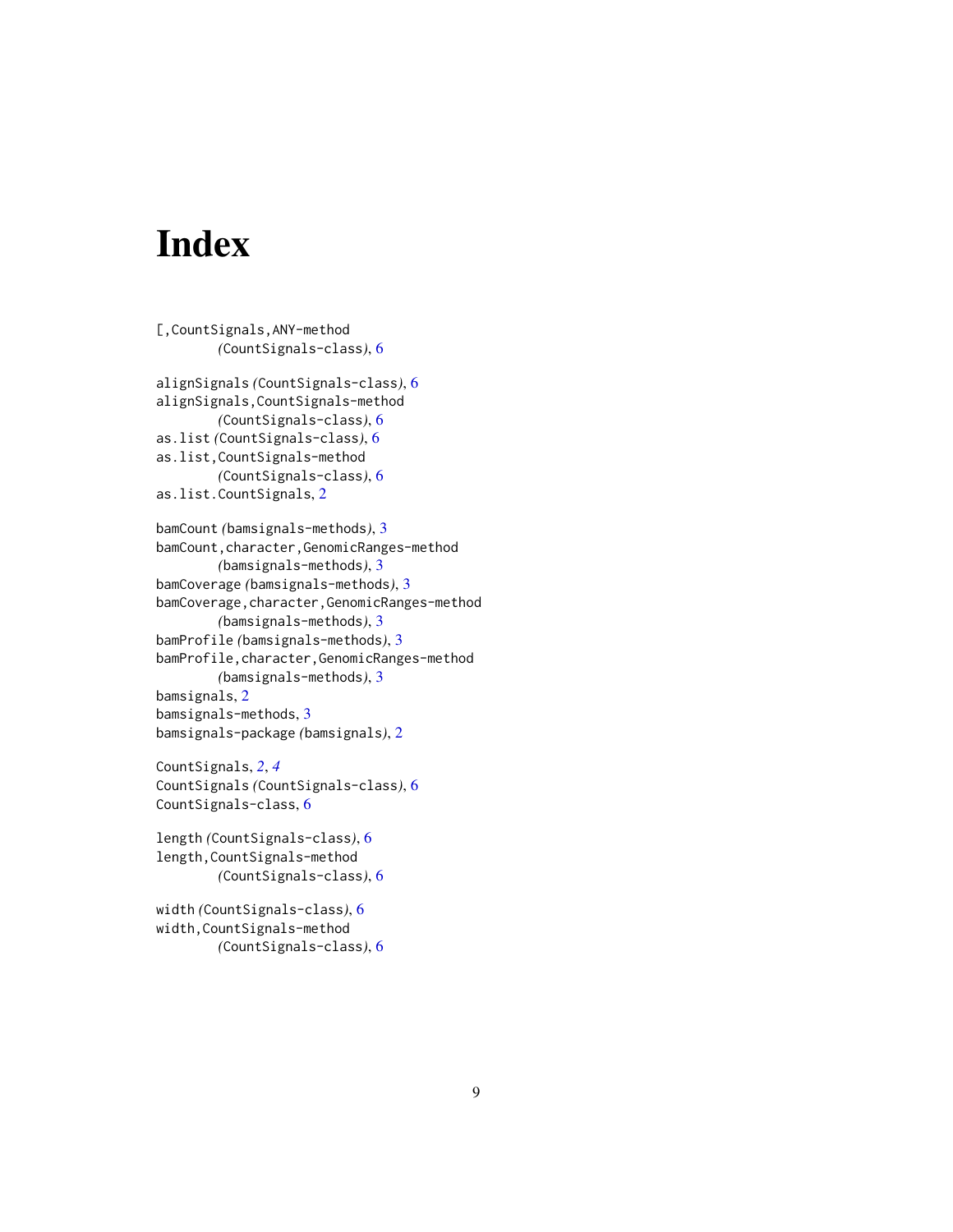# Index

[,CountSignals,ANY-method
        *(*CountSignals-class*)*, 6

alignSignals *(*CountSignals-class*)*, 6
alignSignals,CountSignals-method
        *(*CountSignals-class*)*, 6
as.list *(*CountSignals-class*)*, 6
as.list,CountSignals-method
        *(*CountSignals-class*)*, 6
as.list.CountSignals, 2

bamCount *(*bamsignals-methods*)*, 3
bamCount,character,GenomicRanges-method
        *(*bamsignals-methods*)*, 3
bamCoverage *(*bamsignals-methods*)*, 3
bamCoverage,character,GenomicRanges-method
        *(*bamsignals-methods*)*, 3
bamProfile *(*bamsignals-methods*)*, 3
bamProfile,character,GenomicRanges-method
        *(*bamsignals-methods*)*, 3
bamsignals, 2
bamsignals-methods, 3
bamsignals-package *(*bamsignals*)*, 2

CountSignals, *2*, *4*
CountSignals *(*CountSignals-class*)*, 6
CountSignals-class, 6

length *(*CountSignals-class*)*, 6
length,CountSignals-method
        *(*CountSignals-class*)*, 6

width *(*CountSignals-class*)*, 6
width,CountSignals-method
        *(*CountSignals-class*)*, 6